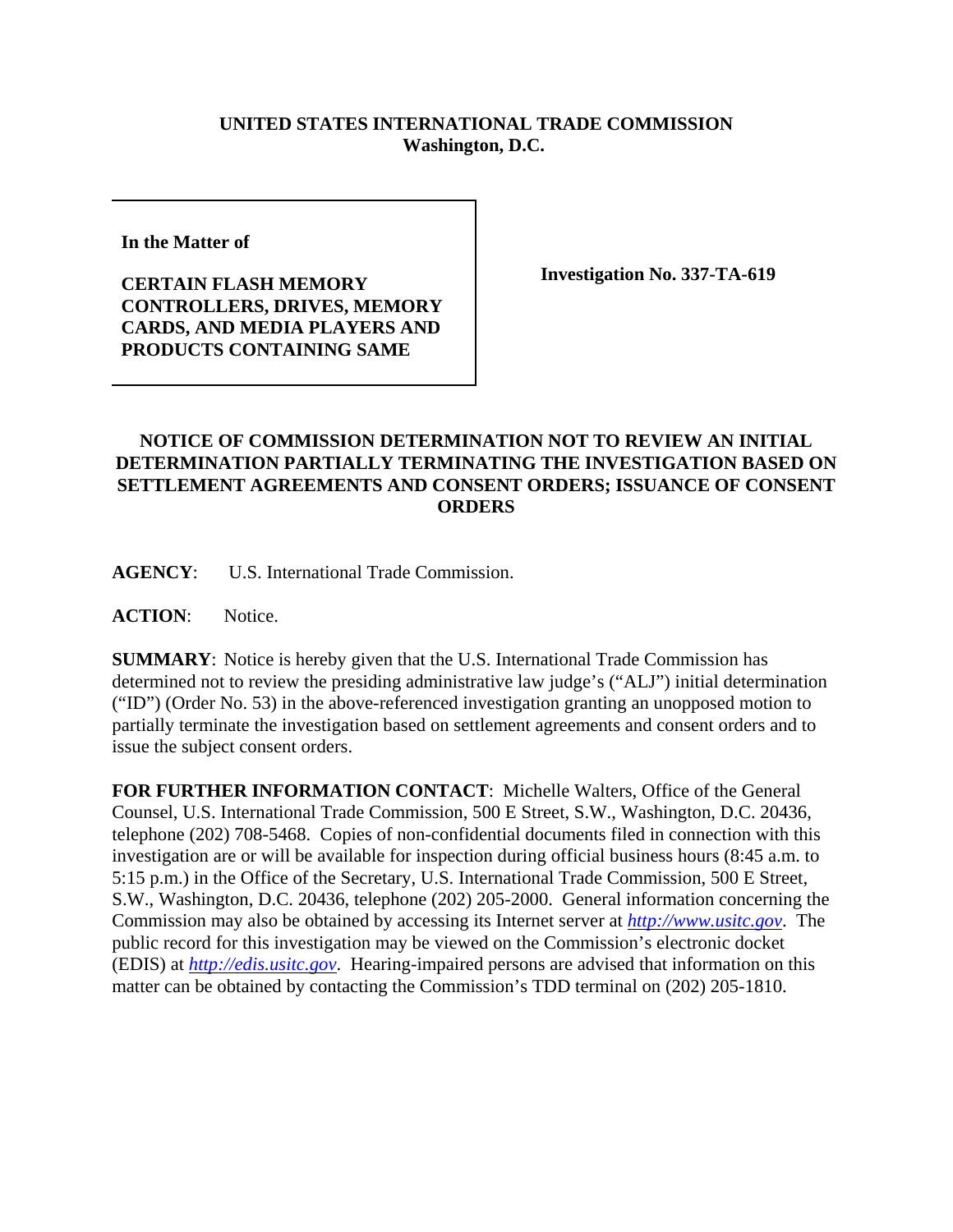**UNITED STATES INTERNATIONAL TRADE COMMISSION**
**Washington, D.C.**

| | |
|---|---|
| **In the Matter of**<br><br>**CERTAIN FLASH MEMORY CONTROLLERS, DRIVES, MEMORY CARDS, AND MEDIA PLAYERS AND PRODUCTS CONTAINING SAME** | **Investigation No. 337-TA-619** |

**NOTICE OF COMMISSION DETERMINATION NOT TO REVIEW AN INITIAL DETERMINATION PARTIALLY TERMINATING THE INVESTIGATION BASED ON SETTLEMENT AGREEMENTS AND CONSENT ORDERS; ISSUANCE OF CONSENT ORDERS**

**AGENCY**: U.S. International Trade Commission.

**ACTION**: Notice.

**SUMMARY**: Notice is hereby given that the U.S. International Trade Commission has determined not to review the presiding administrative law judge's ("ALJ") initial determination ("ID") (Order No. 53) in the above-referenced investigation granting an unopposed motion to partially terminate the investigation based on settlement agreements and consent orders and to issue the subject consent orders.

**FOR FURTHER INFORMATION CONTACT**: Michelle Walters, Office of the General Counsel, U.S. International Trade Commission, 500 E Street, S.W., Washington, D.C. 20436, telephone (202) 708-5468. Copies of non-confidential documents filed in connection with this investigation are or will be available for inspection during official business hours (8:45 a.m. to 5:15 p.m.) in the Office of the Secretary, U.S. International Trade Commission, 500 E Street, S.W., Washington, D.C. 20436, telephone (202) 205-2000. General information concerning the Commission may also be obtained by accessing its Internet server at *http://www.usitc.gov*. The public record for this investigation may be viewed on the Commission's electronic docket (EDIS) at *http://edis.usitc.gov*. Hearing-impaired persons are advised that information on this matter can be obtained by contacting the Commission's TDD terminal on (202) 205-1810.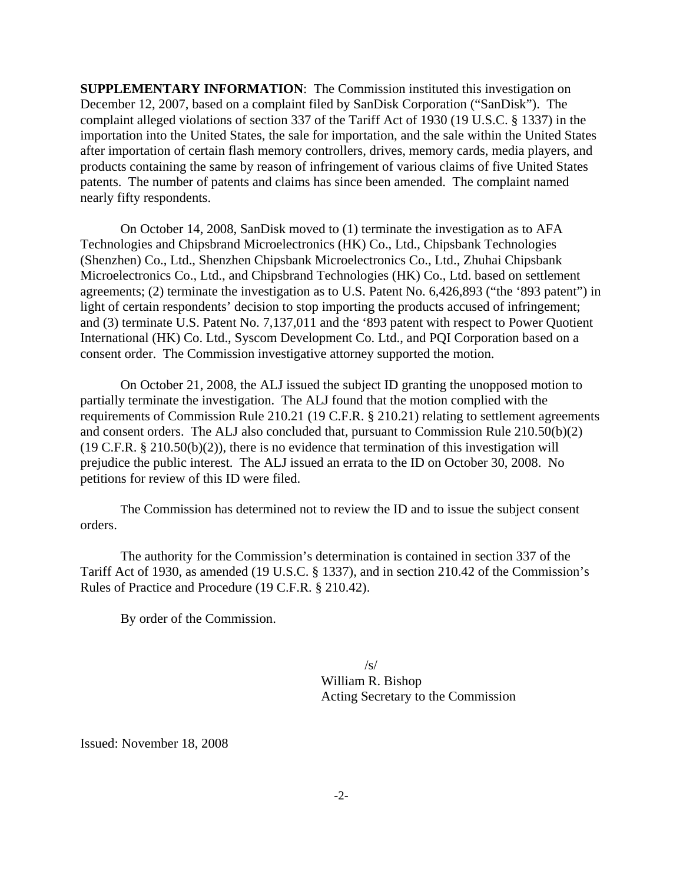**SUPPLEMENTARY INFORMATION**: The Commission instituted this investigation on December 12, 2007, based on a complaint filed by SanDisk Corporation ("SanDisk"). The complaint alleged violations of section 337 of the Tariff Act of 1930 (19 U.S.C. § 1337) in the importation into the United States, the sale for importation, and the sale within the United States after importation of certain flash memory controllers, drives, memory cards, media players, and products containing the same by reason of infringement of various claims of five United States patents. The number of patents and claims has since been amended. The complaint named nearly fifty respondents.

On October 14, 2008, SanDisk moved to (1) terminate the investigation as to AFA Technologies and Chipsbrand Microelectronics (HK) Co., Ltd., Chipsbank Technologies (Shenzhen) Co., Ltd., Shenzhen Chipsbank Microelectronics Co., Ltd., Zhuhai Chipsbank Microelectronics Co., Ltd., and Chipsbrand Technologies (HK) Co., Ltd. based on settlement agreements; (2) terminate the investigation as to U.S. Patent No. 6,426,893 ("the '893 patent") in light of certain respondents' decision to stop importing the products accused of infringement; and (3) terminate U.S. Patent No. 7,137,011 and the '893 patent with respect to Power Quotient International (HK) Co. Ltd., Syscom Development Co. Ltd., and PQI Corporation based on a consent order. The Commission investigative attorney supported the motion.

On October 21, 2008, the ALJ issued the subject ID granting the unopposed motion to partially terminate the investigation. The ALJ found that the motion complied with the requirements of Commission Rule 210.21 (19 C.F.R. § 210.21) relating to settlement agreements and consent orders. The ALJ also concluded that, pursuant to Commission Rule 210.50(b)(2) (19 C.F.R. § 210.50(b)(2)), there is no evidence that termination of this investigation will prejudice the public interest. The ALJ issued an errata to the ID on October 30, 2008. No petitions for review of this ID were filed.

The Commission has determined not to review the ID and to issue the subject consent orders.

The authority for the Commission's determination is contained in section 337 of the Tariff Act of 1930, as amended (19 U.S.C. § 1337), and in section 210.42 of the Commission's Rules of Practice and Procedure (19 C.F.R. § 210.42).

By order of the Commission.

/s/
William R. Bishop
Acting Secretary to the Commission

Issued: November 18, 2008